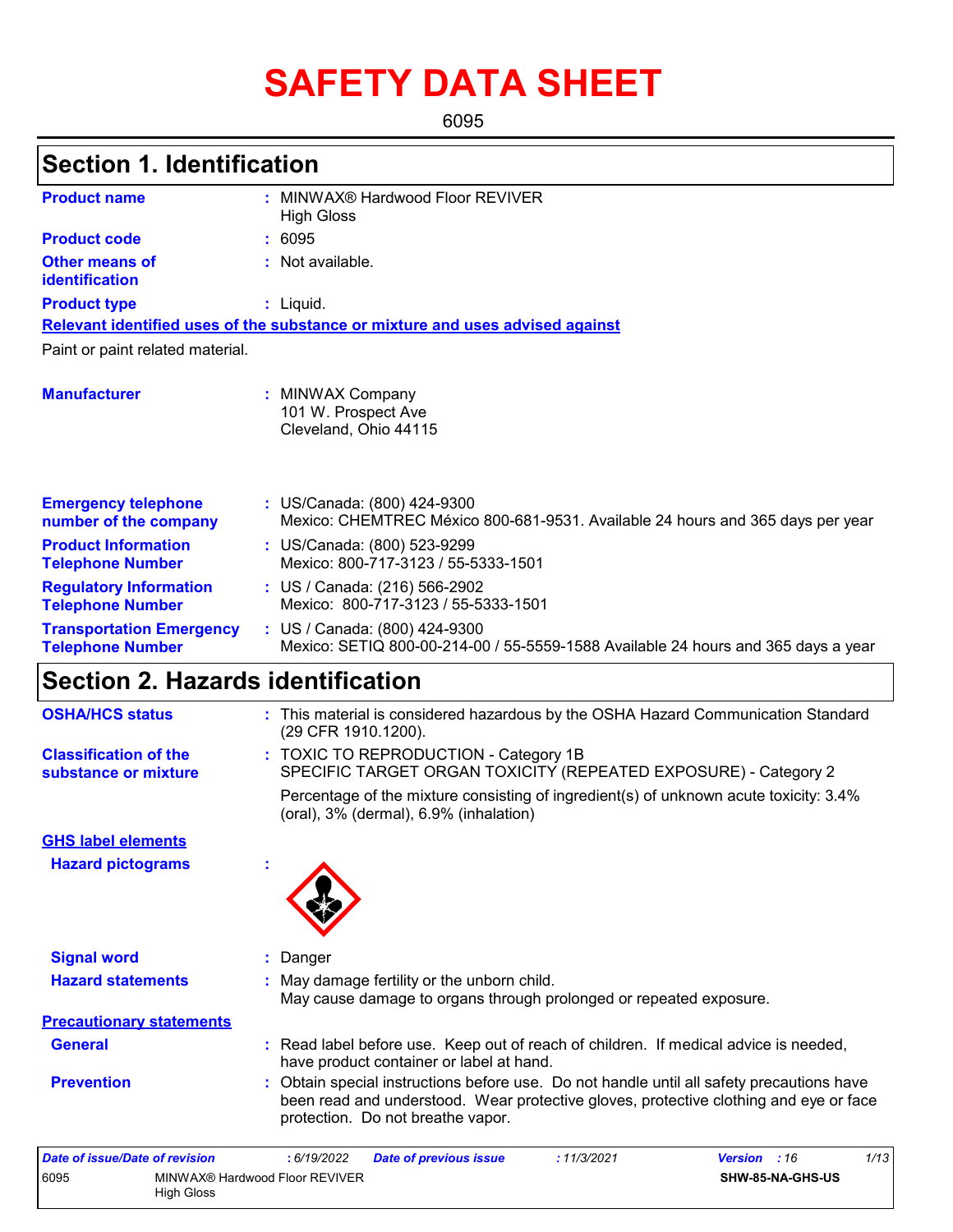# SAFETY DATA SHEET

6095

## Section 1. Identification

| | |
|---|---|
| **Product name** | : MINWAX® Hardwood Floor REVIVER High Gloss |
| **Product code** | : 6095 |
| **Other means of identification** | : Not available. |
| **Product type** | : Liquid. |

**Relevant identified uses of the substance or mixture and uses advised against**

Paint or paint related material.

| | |
|---|---|
| **Manufacturer** | : MINWAX Company<br>101 W. Prospect Ave<br>Cleveland, Ohio 44115 |
| **Emergency telephone number of the company** | : US/Canada: (800) 424-9300<br>Mexico: CHEMTREC México 800-681-9531. Available 24 hours and 365 days per year |
| **Product Information Telephone Number** | : US/Canada: (800) 523-9299<br>Mexico: 800-717-3123 / 55-5333-1501 |
| **Regulatory Information Telephone Number** | : US / Canada: (216) 566-2902<br>Mexico: 800-717-3123 / 55-5333-1501 |
| **Transportation Emergency Telephone Number** | : US / Canada: (800) 424-9300<br>Mexico: SETIQ 800-00-214-00 / 55-5559-1588 Available 24 hours and 365 days a year |

## Section 2. Hazards identification

| | |
|---|---|
| **OSHA/HCS status** | : This material is considered hazardous by the OSHA Hazard Communication Standard (29 CFR 1910.1200). |
| **Classification of the substance or mixture** | : TOXIC TO REPRODUCTION - Category 1B<br>SPECIFIC TARGET ORGAN TOXICITY (REPEATED EXPOSURE) - Category 2<br><br>Percentage of the mixture consisting of ingredient(s) of unknown acute toxicity: 3.4% (oral), 3% (dermal), 6.9% (inhalation) |

**GHS label elements**

| | |
|---|---|
| **Hazard pictograms** | : |
| **Signal word** | : Danger |
| **Hazard statements** | : May damage fertility or the unborn child.<br>May cause damage to organs through prolonged or repeated exposure. |

**Precautionary statements**

| | |
|---|---|
| **General** | : Read label before use. Keep out of reach of children. If medical advice is needed, have product container or label at hand. |
| **Prevention** | : Obtain special instructions before use. Do not handle until all safety precautions have been read and understood. Wear protective gloves, protective clothing and eye or face protection. Do not breathe vapor. |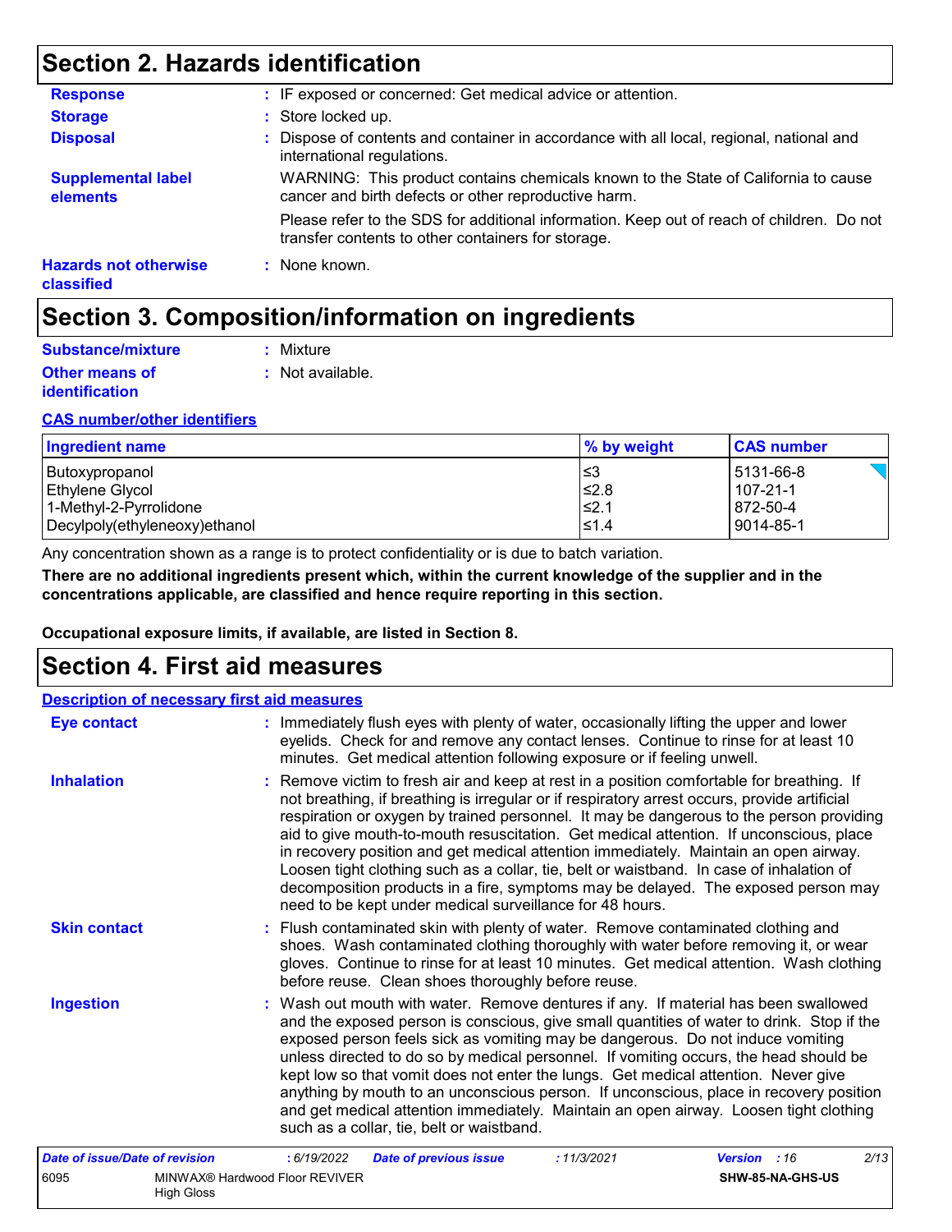## Section 2. Hazards identification

**Response** : IF exposed or concerned: Get medical advice or attention.

**Storage** : Store locked up.

**Disposal** : Dispose of contents and container in accordance with all local, regional, national and international regulations.

**Supplemental label elements** WARNING: This product contains chemicals known to the State of California to cause cancer and birth defects or other reproductive harm.

Please refer to the SDS for additional information. Keep out of reach of children. Do not transfer contents to other containers for storage.

**Hazards not otherwise classified** : None known.

## Section 3. Composition/information on ingredients

**Substance/mixture** : Mixture

**Other means of identification** : Not available.

**CAS number/other identifiers**

| Ingredient name | % by weight | CAS number |
|---|---|---|
| Butoxypropanol | ≤3 | 5131-66-8 |
| Ethylene Glycol | ≤2.8 | 107-21-1 |
| 1-Methyl-2-Pyrrolidone | ≤2.1 | 872-50-4 |
| Decylpoly(ethyleneoxy)ethanol | ≤1.4 | 9014-85-1 |

Any concentration shown as a range is to protect confidentiality or is due to batch variation.

**There are no additional ingredients present which, within the current knowledge of the supplier and in the concentrations applicable, are classified and hence require reporting in this section.**

**Occupational exposure limits, if available, are listed in Section 8.**

## Section 4. First aid measures

**Description of necessary first aid measures**

**Eye contact** : Immediately flush eyes with plenty of water, occasionally lifting the upper and lower eyelids. Check for and remove any contact lenses. Continue to rinse for at least 10 minutes. Get medical attention following exposure or if feeling unwell.

**Inhalation** : Remove victim to fresh air and keep at rest in a position comfortable for breathing. If not breathing, if breathing is irregular or if respiratory arrest occurs, provide artificial respiration or oxygen by trained personnel. It may be dangerous to the person providing aid to give mouth-to-mouth resuscitation. Get medical attention. If unconscious, place in recovery position and get medical attention immediately. Maintain an open airway. Loosen tight clothing such as a collar, tie, belt or waistband. In case of inhalation of decomposition products in a fire, symptoms may be delayed. The exposed person may need to be kept under medical surveillance for 48 hours.

**Skin contact** : Flush contaminated skin with plenty of water. Remove contaminated clothing and shoes. Wash contaminated clothing thoroughly with water before removing it, or wear gloves. Continue to rinse for at least 10 minutes. Get medical attention. Wash clothing before reuse. Clean shoes thoroughly before reuse.

**Ingestion** : Wash out mouth with water. Remove dentures if any. If material has been swallowed and the exposed person is conscious, give small quantities of water to drink. Stop if the exposed person feels sick as vomiting may be dangerous. Do not induce vomiting unless directed to do so by medical personnel. If vomiting occurs, the head should be kept low so that vomit does not enter the lungs. Get medical attention. Never give anything by mouth to an unconscious person. If unconscious, place in recovery position and get medical attention immediately. Maintain an open airway. Loosen tight clothing such as a collar, tie, belt or waistband.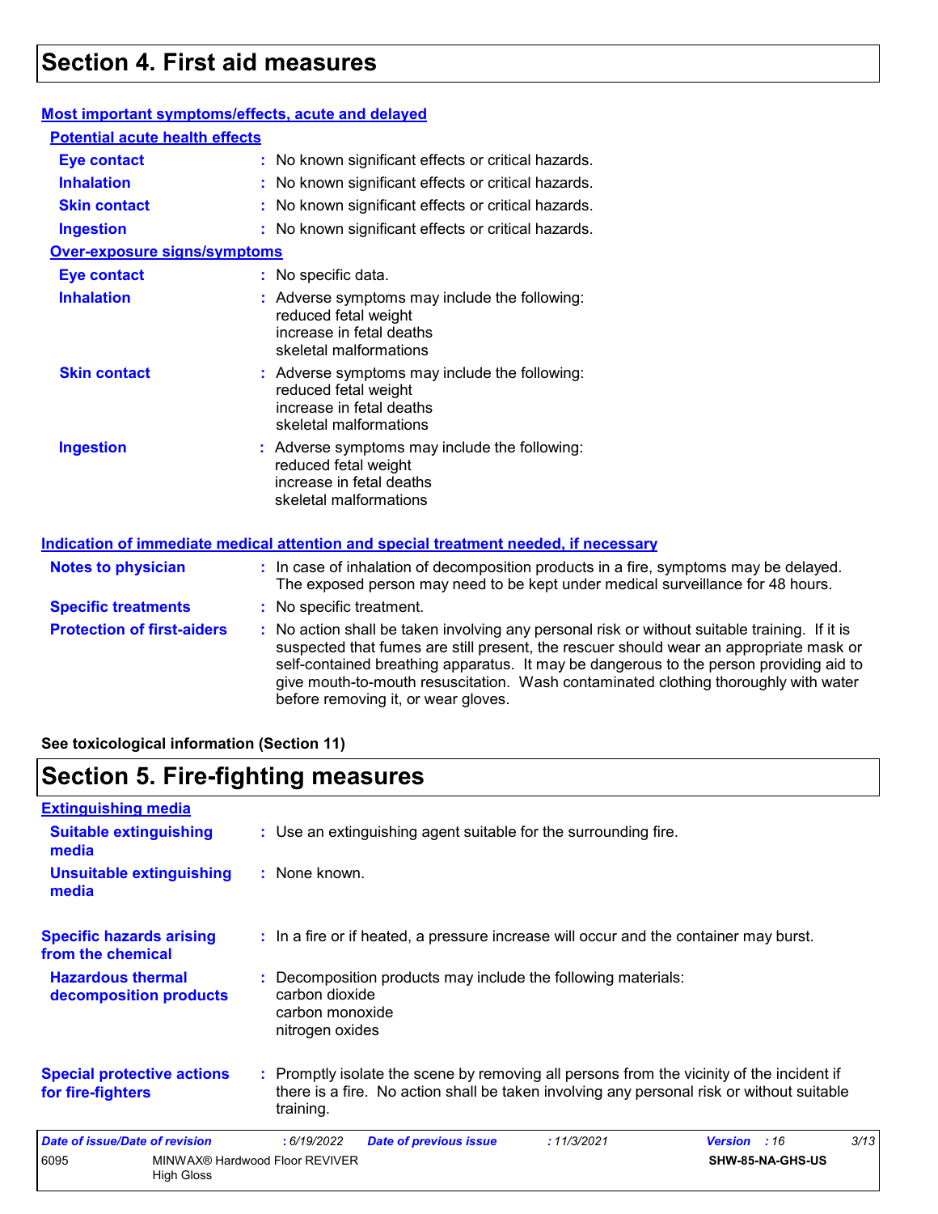## Section 4. First aid measures

### Most important symptoms/effects, acute and delayed

**Potential acute health effects**

| | |
|---|---|
| **Eye contact** | No known significant effects or critical hazards. |
| **Inhalation** | No known significant effects or critical hazards. |
| **Skin contact** | No known significant effects or critical hazards. |
| **Ingestion** | No known significant effects or critical hazards. |

**Over-exposure signs/symptoms**

| | |
|---|---|
| **Eye contact** | No specific data. |
| **Inhalation** | Adverse symptoms may include the following:<br>reduced fetal weight<br>increase in fetal deaths<br>skeletal malformations |
| **Skin contact** | Adverse symptoms may include the following:<br>reduced fetal weight<br>increase in fetal deaths<br>skeletal malformations |
| **Ingestion** | Adverse symptoms may include the following:<br>reduced fetal weight<br>increase in fetal deaths<br>skeletal malformations |

### Indication of immediate medical attention and special treatment needed, if necessary

| | |
|---|---|
| **Notes to physician** | In case of inhalation of decomposition products in a fire, symptoms may be delayed. The exposed person may need to be kept under medical surveillance for 48 hours. |
| **Specific treatments** | No specific treatment. |
| **Protection of first-aiders** | No action shall be taken involving any personal risk or without suitable training. If it is suspected that fumes are still present, the rescuer should wear an appropriate mask or self-contained breathing apparatus. It may be dangerous to the person providing aid to give mouth-to-mouth resuscitation. Wash contaminated clothing thoroughly with water before removing it, or wear gloves. |

**See toxicological information (Section 11)**

## Section 5. Fire-fighting measures

### Extinguishing media

| | |
|---|---|
| **Suitable extinguishing media** | Use an extinguishing agent suitable for the surrounding fire. |
| **Unsuitable extinguishing media** | None known. |

| | |
|---|---|
| **Specific hazards arising from the chemical** | In a fire or if heated, a pressure increase will occur and the container may burst. |
| **Hazardous thermal decomposition products** | Decomposition products may include the following materials:<br>carbon dioxide<br>carbon monoxide<br>nitrogen oxides |
| **Special protective actions for fire-fighters** | Promptly isolate the scene by removing all persons from the vicinity of the incident if there is a fire. No action shall be taken involving any personal risk or without suitable training. |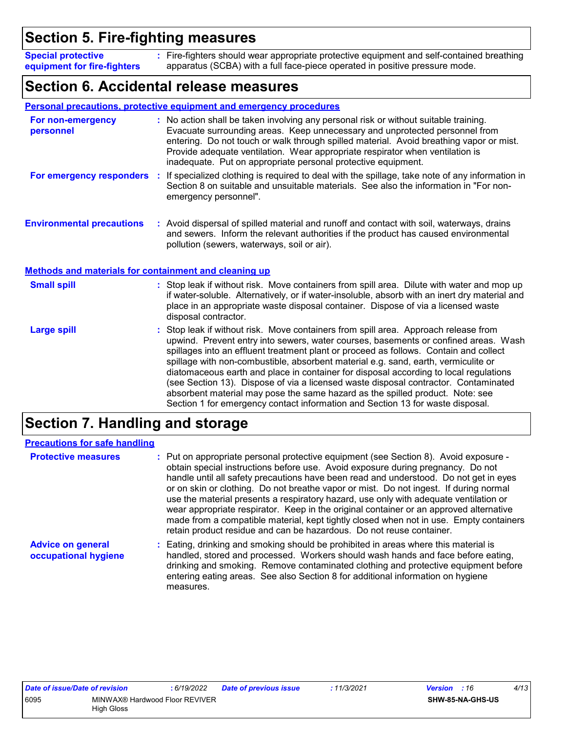## Section 5. Fire-fighting measures

**Special protective equipment for fire-fighters** : Fire-fighters should wear appropriate protective equipment and self-contained breathing apparatus (SCBA) with a full face-piece operated in positive pressure mode.

## Section 6. Accidental release measures

### Personal precautions, protective equipment and emergency procedures

**For non-emergency personnel** : No action shall be taken involving any personal risk or without suitable training. Evacuate surrounding areas. Keep unnecessary and unprotected personnel from entering. Do not touch or walk through spilled material. Avoid breathing vapor or mist. Provide adequate ventilation. Wear appropriate respirator when ventilation is inadequate. Put on appropriate personal protective equipment.

**For emergency responders** : If specialized clothing is required to deal with the spillage, take note of any information in Section 8 on suitable and unsuitable materials. See also the information in "For non-emergency personnel".

**Environmental precautions** : Avoid dispersal of spilled material and runoff and contact with soil, waterways, drains and sewers. Inform the relevant authorities if the product has caused environmental pollution (sewers, waterways, soil or air).

### Methods and materials for containment and cleaning up

**Small spill** : Stop leak if without risk. Move containers from spill area. Dilute with water and mop up if water-soluble. Alternatively, or if water-insoluble, absorb with an inert dry material and place in an appropriate waste disposal container. Dispose of via a licensed waste disposal contractor.

**Large spill** : Stop leak if without risk. Move containers from spill area. Approach release from upwind. Prevent entry into sewers, water courses, basements or confined areas. Wash spillages into an effluent treatment plant or proceed as follows. Contain and collect spillage with non-combustible, absorbent material e.g. sand, earth, vermiculite or diatomaceous earth and place in container for disposal according to local regulations (see Section 13). Dispose of via a licensed waste disposal contractor. Contaminated absorbent material may pose the same hazard as the spilled product. Note: see Section 1 for emergency contact information and Section 13 for waste disposal.

## Section 7. Handling and storage

### Precautions for safe handling

**Protective measures** : Put on appropriate personal protective equipment (see Section 8). Avoid exposure - obtain special instructions before use. Avoid exposure during pregnancy. Do not handle until all safety precautions have been read and understood. Do not get in eyes or on skin or clothing. Do not breathe vapor or mist. Do not ingest. If during normal use the material presents a respiratory hazard, use only with adequate ventilation or wear appropriate respirator. Keep in the original container or an approved alternative made from a compatible material, kept tightly closed when not in use. Empty containers retain product residue and can be hazardous. Do not reuse container.

**Advice on general occupational hygiene** : Eating, drinking and smoking should be prohibited in areas where this material is handled, stored and processed. Workers should wash hands and face before eating, drinking and smoking. Remove contaminated clothing and protective equipment before entering eating areas. See also Section 8 for additional information on hygiene measures.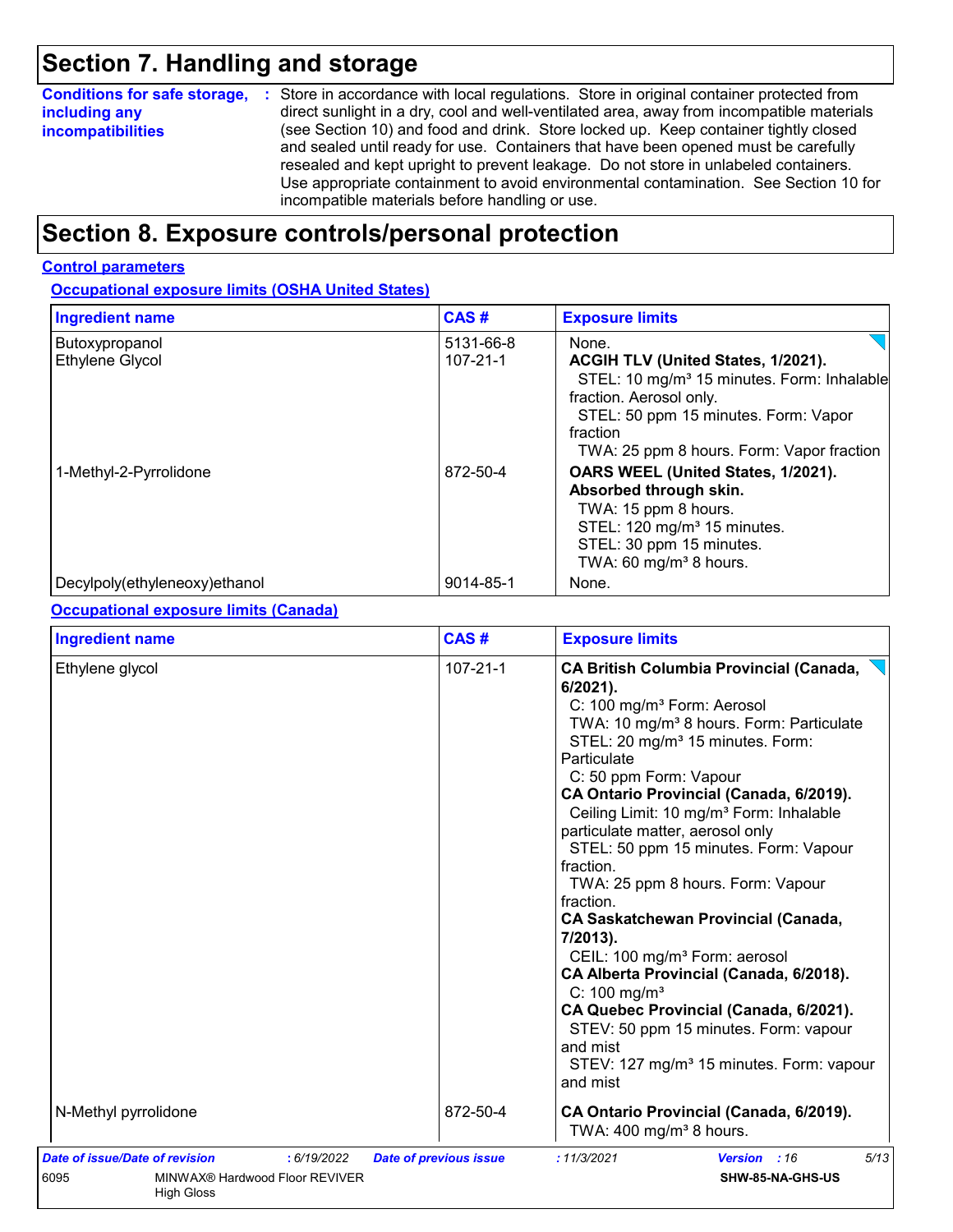# Section 7. Handling and storage

**Conditions for safe storage, including any incompatibilities** : Store in accordance with local regulations. Store in original container protected from direct sunlight in a dry, cool and well-ventilated area, away from incompatible materials (see Section 10) and food and drink. Store locked up. Keep container tightly closed and sealed until ready for use. Containers that have been opened must be carefully resealed and kept upright to prevent leakage. Do not store in unlabeled containers. Use appropriate containment to avoid environmental contamination. See Section 10 for incompatible materials before handling or use.

# Section 8. Exposure controls/personal protection

## Control parameters

### Occupational exposure limits (OSHA United States)

| Ingredient name | CAS # | Exposure limits |
|---|---|---|
| Butoxypropanol | 5131-66-8 | None. |
| Ethylene Glycol | 107-21-1 | **ACGIH TLV (United States, 1/2021).**<br>STEL: 10 mg/m³ 15 minutes. Form: Inhalable fraction. Aerosol only.<br>STEL: 50 ppm 15 minutes. Form: Vapor fraction<br>TWA: 25 ppm 8 hours. Form: Vapor fraction |
| 1-Methyl-2-Pyrrolidone | 872-50-4 | **OARS WEEL (United States, 1/2021). Absorbed through skin.**<br>TWA: 15 ppm 8 hours.<br>STEL: 120 mg/m³ 15 minutes.<br>STEL: 30 ppm 15 minutes.<br>TWA: 60 mg/m³ 8 hours. |
| Decylpoly(ethyleneoxy)ethanol | 9014-85-1 | None. |

### Occupational exposure limits (Canada)

| Ingredient name | CAS # | Exposure limits |
|---|---|---|
| Ethylene glycol | 107-21-1 | **CA British Columbia Provincial (Canada, 6/2021).**<br>C: 100 mg/m³ Form: Aerosol<br>TWA: 10 mg/m³ 8 hours. Form: Particulate<br>STEL: 20 mg/m³ 15 minutes. Form: Particulate<br>C: 50 ppm Form: Vapour<br>**CA Ontario Provincial (Canada, 6/2019).**<br>Ceiling Limit: 10 mg/m³ Form: Inhalable particulate matter, aerosol only<br>STEL: 50 ppm 15 minutes. Form: Vapour fraction.<br>TWA: 25 ppm 8 hours. Form: Vapour fraction.<br>**CA Saskatchewan Provincial (Canada, 7/2013).**<br>CEIL: 100 mg/m³ Form: aerosol<br>**CA Alberta Provincial (Canada, 6/2018).**<br>C: 100 mg/m³<br>**CA Quebec Provincial (Canada, 6/2021).**<br>STEV: 50 ppm 15 minutes. Form: vapour and mist<br>STEV: 127 mg/m³ 15 minutes. Form: vapour and mist |
| N-Methyl pyrrolidone | 872-50-4 | **CA Ontario Provincial (Canada, 6/2019).**<br>TWA: 400 mg/m³ 8 hours. |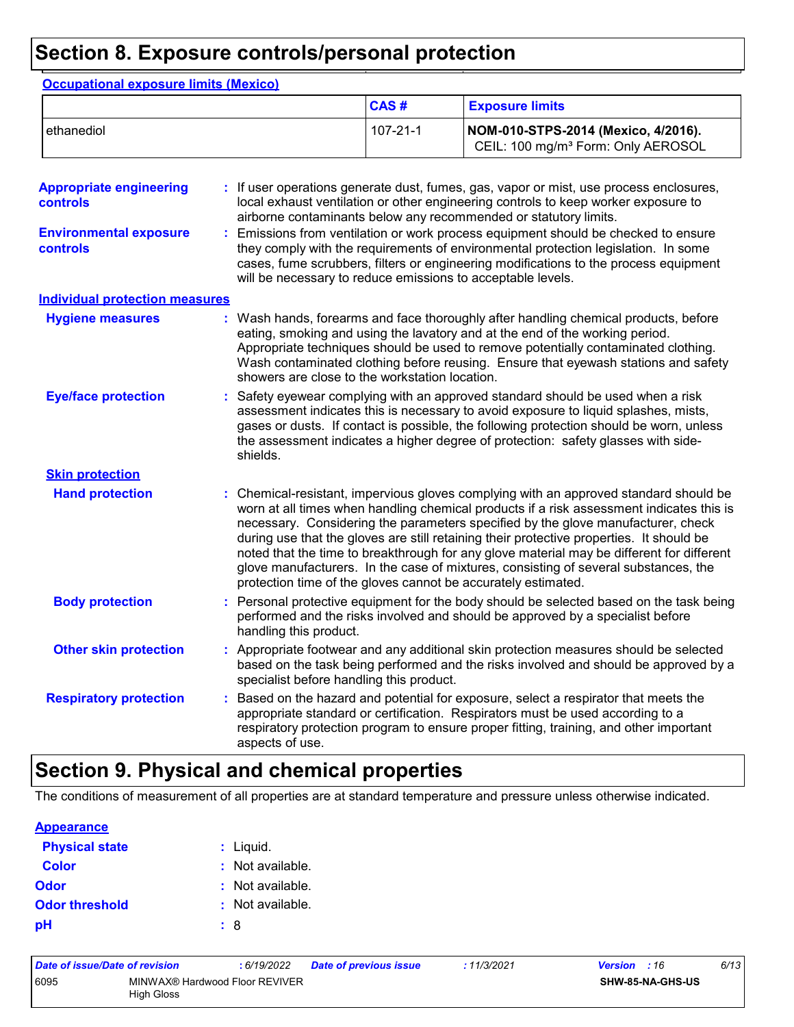# Section 8. Exposure controls/personal protection

**Occupational exposure limits (Mexico)**

| | CAS # | Exposure limits |
|---|---|---|
| ethanediol | 107-21-1 | **NOM-010-STPS-2014 (Mexico, 4/2016).** CEIL: 100 mg/m³ Form: Only AEROSOL |

**Appropriate engineering controls** : If user operations generate dust, fumes, gas, vapor or mist, use process enclosures, local exhaust ventilation or other engineering controls to keep worker exposure to airborne contaminants below any recommended or statutory limits.

**Environmental exposure controls** : Emissions from ventilation or work process equipment should be checked to ensure they comply with the requirements of environmental protection legislation. In some cases, fume scrubbers, filters or engineering modifications to the process equipment will be necessary to reduce emissions to acceptable levels.

**Individual protection measures**

**Hygiene measures** : Wash hands, forearms and face thoroughly after handling chemical products, before eating, smoking and using the lavatory and at the end of the working period. Appropriate techniques should be used to remove potentially contaminated clothing. Wash contaminated clothing before reusing. Ensure that eyewash stations and safety showers are close to the workstation location.

**Eye/face protection** : Safety eyewear complying with an approved standard should be used when a risk assessment indicates this is necessary to avoid exposure to liquid splashes, mists, gases or dusts. If contact is possible, the following protection should be worn, unless the assessment indicates a higher degree of protection: safety glasses with side-shields.

**Skin protection**

**Hand protection** : Chemical-resistant, impervious gloves complying with an approved standard should be worn at all times when handling chemical products if a risk assessment indicates this is necessary. Considering the parameters specified by the glove manufacturer, check during use that the gloves are still retaining their protective properties. It should be noted that the time to breakthrough for any glove material may be different for different glove manufacturers. In the case of mixtures, consisting of several substances, the protection time of the gloves cannot be accurately estimated.

**Body protection** : Personal protective equipment for the body should be selected based on the task being performed and the risks involved and should be approved by a specialist before handling this product.

**Other skin protection** : Appropriate footwear and any additional skin protection measures should be selected based on the task being performed and the risks involved and should be approved by a specialist before handling this product.

**Respiratory protection** : Based on the hazard and potential for exposure, select a respirator that meets the appropriate standard or certification. Respirators must be used according to a respiratory protection program to ensure proper fitting, training, and other important aspects of use.

# Section 9. Physical and chemical properties

The conditions of measurement of all properties are at standard temperature and pressure unless otherwise indicated.

**Appearance**

**Physical state** : Liquid.

**Color** : Not available.

**Odor** : Not available.

**Odor threshold** : Not available.

**pH** : 8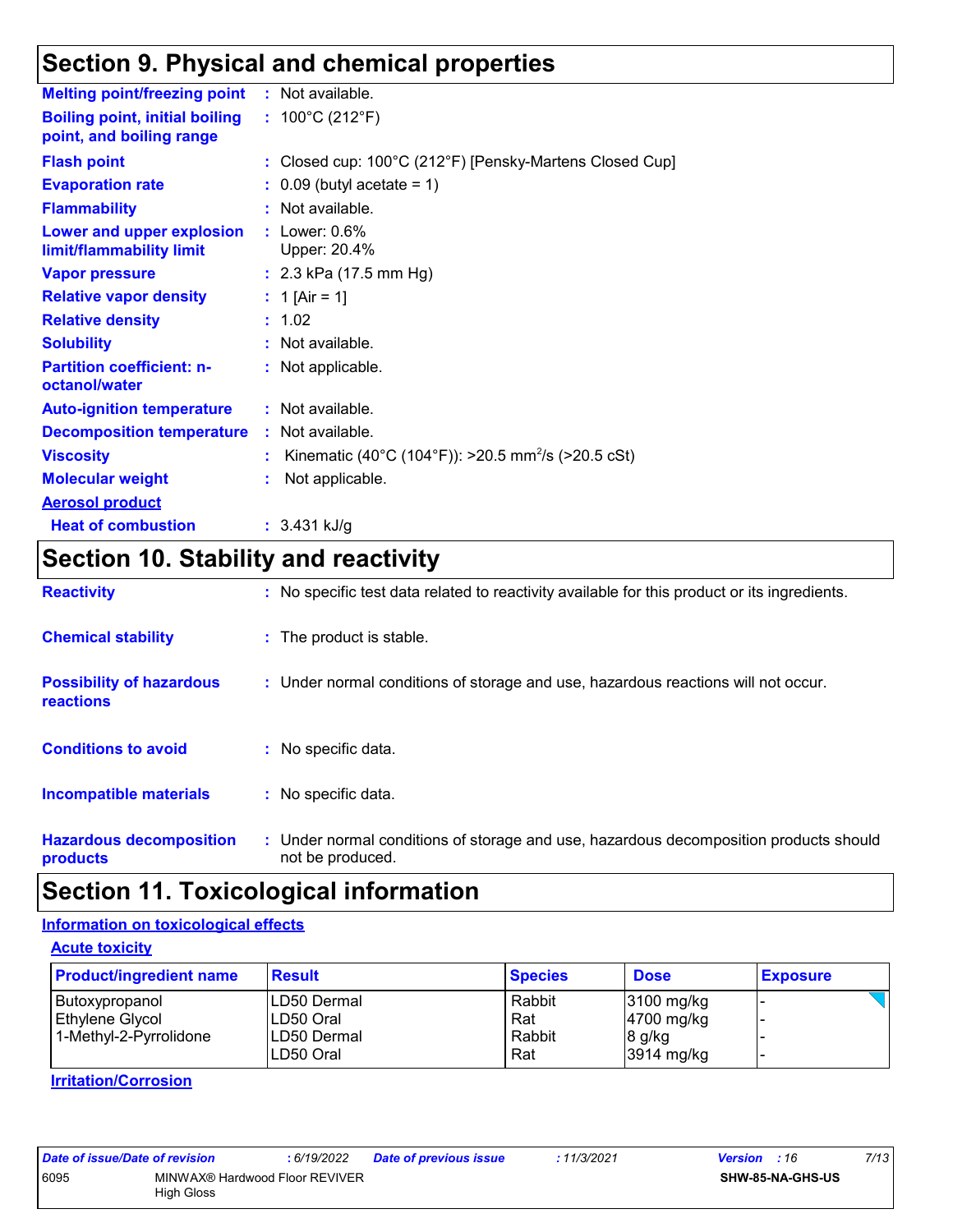## Section 9. Physical and chemical properties

| | |
|---|---|
| **Melting point/freezing point** | : Not available. |
| **Boiling point, initial boiling point, and boiling range** | : 100°C (212°F) |
| **Flash point** | : Closed cup: 100°C (212°F) [Pensky-Martens Closed Cup] |
| **Evaporation rate** | : 0.09 (butyl acetate = 1) |
| **Flammability** | : Not available. |
| **Lower and upper explosion limit/flammability limit** | : Lower: 0.6%<br>Upper: 20.4% |
| **Vapor pressure** | : 2.3 kPa (17.5 mm Hg) |
| **Relative vapor density** | : 1 [Air = 1] |
| **Relative density** | : 1.02 |
| **Solubility** | : Not available. |
| **Partition coefficient: n-octanol/water** | : Not applicable. |
| **Auto-ignition temperature** | : Not available. |
| **Decomposition temperature** | : Not available. |
| **Viscosity** | : Kinematic (40°C (104°F)): >20.5 $mm^2/s$ (>20.5 cSt) |
| **Molecular weight** | : Not applicable. |
| **Aerosol product** | |
| **Heat of combustion** | : 3.431 kJ/g |

## Section 10. Stability and reactivity

| | |
|---|---|
| **Reactivity** | : No specific test data related to reactivity available for this product or its ingredients. |
| **Chemical stability** | : The product is stable. |
| **Possibility of hazardous reactions** | : Under normal conditions of storage and use, hazardous reactions will not occur. |
| **Conditions to avoid** | : No specific data. |
| **Incompatible materials** | : No specific data. |
| **Hazardous decomposition products** | : Under normal conditions of storage and use, hazardous decomposition products should not be produced. |

## Section 11. Toxicological information

### Information on toxicological effects

#### Acute toxicity

| Product/ingredient name | Result | Species | Dose | Exposure |
|---|---|---|---|---|
| Butoxypropanol | LD50 Dermal | Rabbit | 3100 mg/kg | - |
| Ethylene Glycol | LD50 Oral | Rat | 4700 mg/kg | - |
| 1-Methyl-2-Pyrrolidone | LD50 Dermal | Rabbit | 8 g/kg | - |
| | LD50 Oral | Rat | 3914 mg/kg | - |

#### Irritation/Corrosion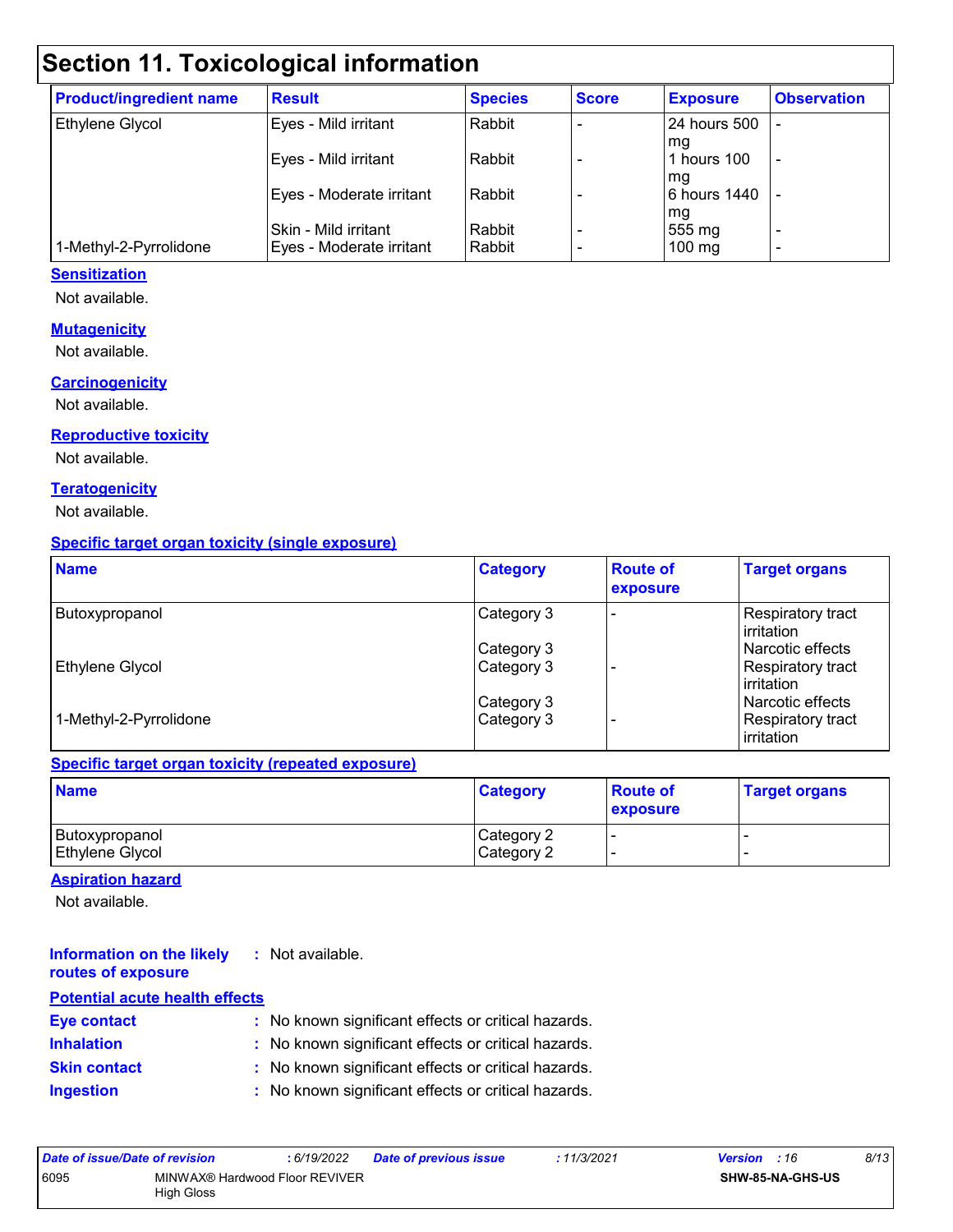# Section 11. Toxicological information

| Product/ingredient name | Result | Species | Score | Exposure | Observation |
|---|---|---|---|---|---|
| Ethylene Glycol | Eyes - Mild irritant | Rabbit | - | 24 hours 500 mg | - |
| | Eyes - Mild irritant | Rabbit | - | 1 hours 100 mg | - |
| | Eyes - Moderate irritant | Rabbit | - | 6 hours 1440 mg | - |
| | Skin - Mild irritant | Rabbit | - | 555 mg | - |
| 1-Methyl-2-Pyrrolidone | Eyes - Moderate irritant | Rabbit | - | 100 mg | - |

**Sensitization**

Not available.

**Mutagenicity**

Not available.

**Carcinogenicity**

Not available.

**Reproductive toxicity**

Not available.

**Teratogenicity**

Not available.

**Specific target organ toxicity (single exposure)**

| Name | Category | Route of exposure | Target organs |
|---|---|---|---|
| Butoxypropanol | Category 3 | - | Respiratory tract irritation |
| | Category 3 | | Narcotic effects |
| Ethylene Glycol | Category 3 | - | Respiratory tract irritation |
| | Category 3 | | Narcotic effects |
| 1-Methyl-2-Pyrrolidone | Category 3 | - | Respiratory tract irritation |

**Specific target organ toxicity (repeated exposure)**

| Name | Category | Route of exposure | Target organs |
|---|---|---|---|
| Butoxypropanol | Category 2 | - | - |
| Ethylene Glycol | Category 2 | - | - |

**Aspiration hazard**

Not available.

**Information on the likely routes of exposure** : Not available.

**Potential acute health effects**

**Eye contact** : No known significant effects or critical hazards.

**Inhalation** : No known significant effects or critical hazards.

**Skin contact** : No known significant effects or critical hazards.

**Ingestion** : No known significant effects or critical hazards.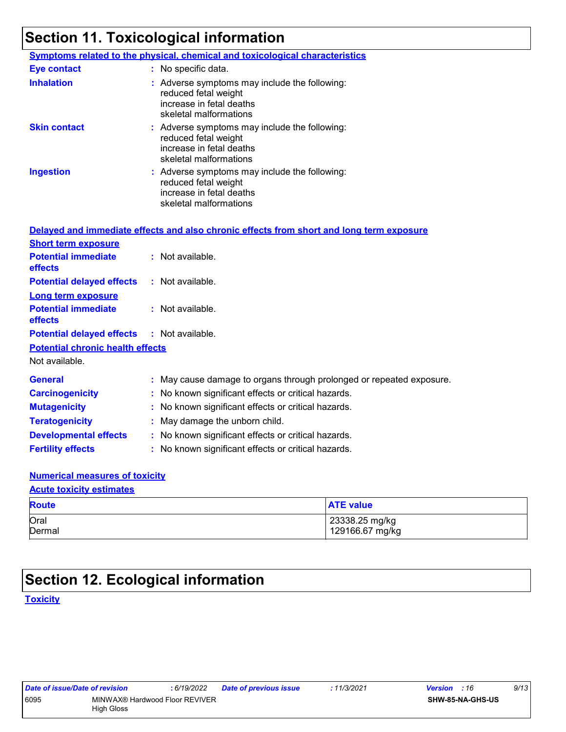## Section 11. Toxicological information

**Symptoms related to the physical, chemical and toxicological characteristics**

**Eye contact** : No specific data.

**Inhalation** : Adverse symptoms may include the following:
reduced fetal weight
increase in fetal deaths
skeletal malformations

**Skin contact** : Adverse symptoms may include the following:
reduced fetal weight
increase in fetal deaths
skeletal malformations

**Ingestion** : Adverse symptoms may include the following:
reduced fetal weight
increase in fetal deaths
skeletal malformations

**Delayed and immediate effects and also chronic effects from short and long term exposure**

**Short term exposure**

**Potential immediate effects** : Not available.

**Potential delayed effects** : Not available.

**Long term exposure**

**Potential immediate effects** : Not available.

**Potential delayed effects** : Not available.

**Potential chronic health effects**

Not available.

**General** : May cause damage to organs through prolonged or repeated exposure.

**Carcinogenicity** : No known significant effects or critical hazards.

**Mutagenicity** : No known significant effects or critical hazards.

**Teratogenicity** : May damage the unborn child.

**Developmental effects** : No known significant effects or critical hazards.

**Fertility effects** : No known significant effects or critical hazards.

**Numerical measures of toxicity**

**Acute toxicity estimates**

| Route | ATE value |
|---|---|
| Oral | 23338.25 mg/kg |
| Dermal | 129166.67 mg/kg |

## Section 12. Ecological information

**Toxicity**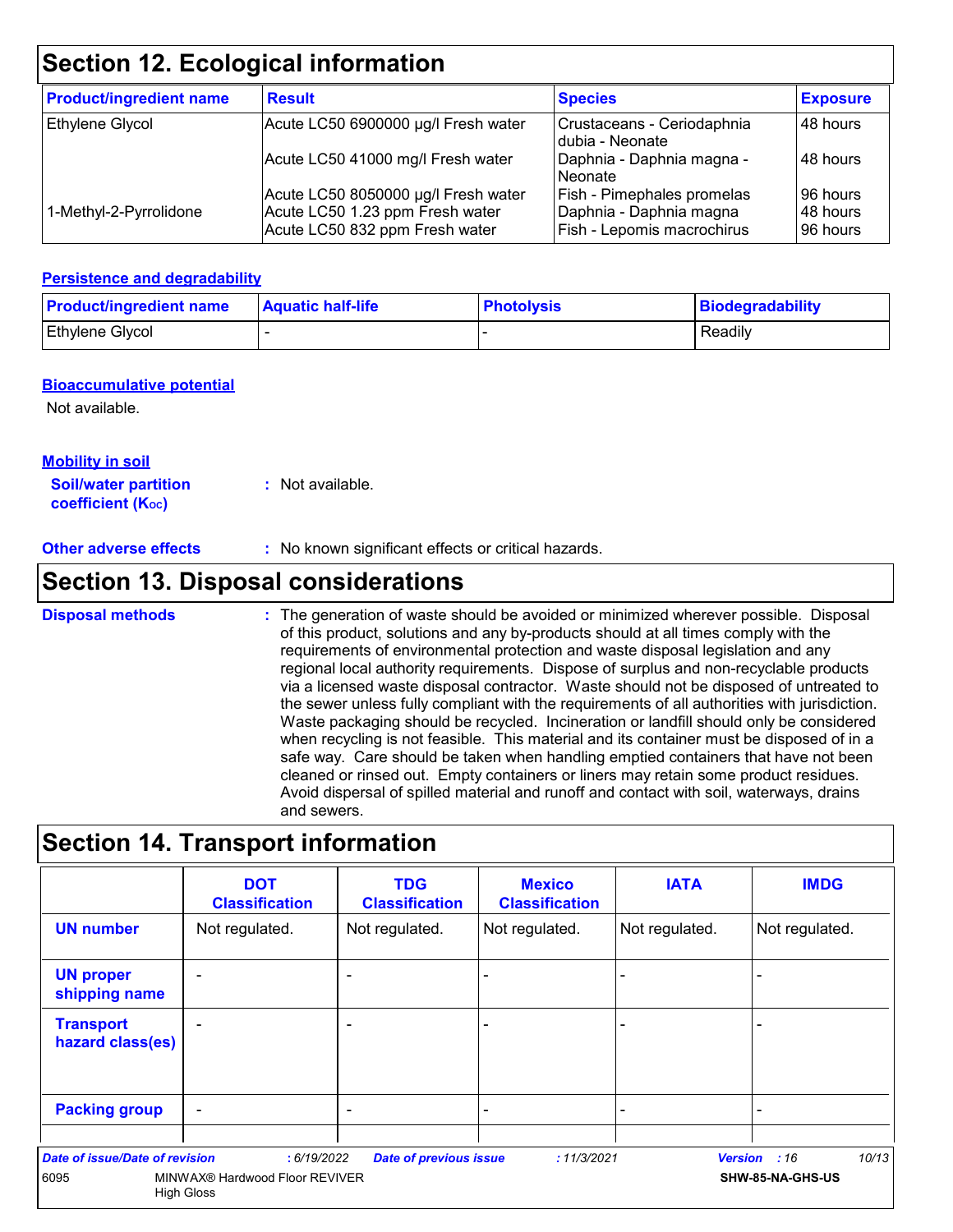## Section 12. Ecological information

| Product/ingredient name | Result | Species | Exposure |
| --- | --- | --- | --- |
| Ethylene Glycol | Acute LC50 6900000 µg/l Fresh water | Crustaceans - Ceriodaphnia dubia - Neonate | 48 hours |
| | Acute LC50 41000 mg/l Fresh water | Daphnia - Daphnia magna - Neonate | 48 hours |
| | Acute LC50 8050000 µg/l Fresh water | Fish - Pimephales promelas | 96 hours |
| 1-Methyl-2-Pyrrolidone | Acute LC50 1.23 ppm Fresh water | Daphnia - Daphnia magna | 48 hours |
| | Acute LC50 832 ppm Fresh water | Fish - Lepomis macrochirus | 96 hours |

### Persistence and degradability

| Product/ingredient name | Aquatic half-life | Photolysis | Biodegradability |
| --- | --- | --- | --- |
| Ethylene Glycol | - | - | Readily |

### Bioaccumulative potential

Not available.

### Mobility in soil

**Soil/water partition coefficient ($K_{OC}$)** : Not available.

**Other adverse effects** : No known significant effects or critical hazards.

## Section 13. Disposal considerations

**Disposal methods** : The generation of waste should be avoided or minimized wherever possible. Disposal of this product, solutions and any by-products should at all times comply with the requirements of environmental protection and waste disposal legislation and any regional local authority requirements. Dispose of surplus and non-recyclable products via a licensed waste disposal contractor. Waste should not be disposed of untreated to the sewer unless fully compliant with the requirements of all authorities with jurisdiction. Waste packaging should be recycled. Incineration or landfill should only be considered when recycling is not feasible. This material and its container must be disposed of in a safe way. Care should be taken when handling emptied containers that have not been cleaned or rinsed out. Empty containers or liners may retain some product residues. Avoid dispersal of spilled material and runoff and contact with soil, waterways, drains and sewers.

## Section 14. Transport information

| | DOT Classification | TDG Classification | Mexico Classification | IATA | IMDG |
| --- | --- | --- | --- | --- | --- |
| UN number | Not regulated. | Not regulated. | Not regulated. | Not regulated. | Not regulated. |
| UN proper shipping name | - | - | - | - | - |
| Transport hazard class(es) | - | - | - | - | - |
| Packing group | - | - | - | - | - |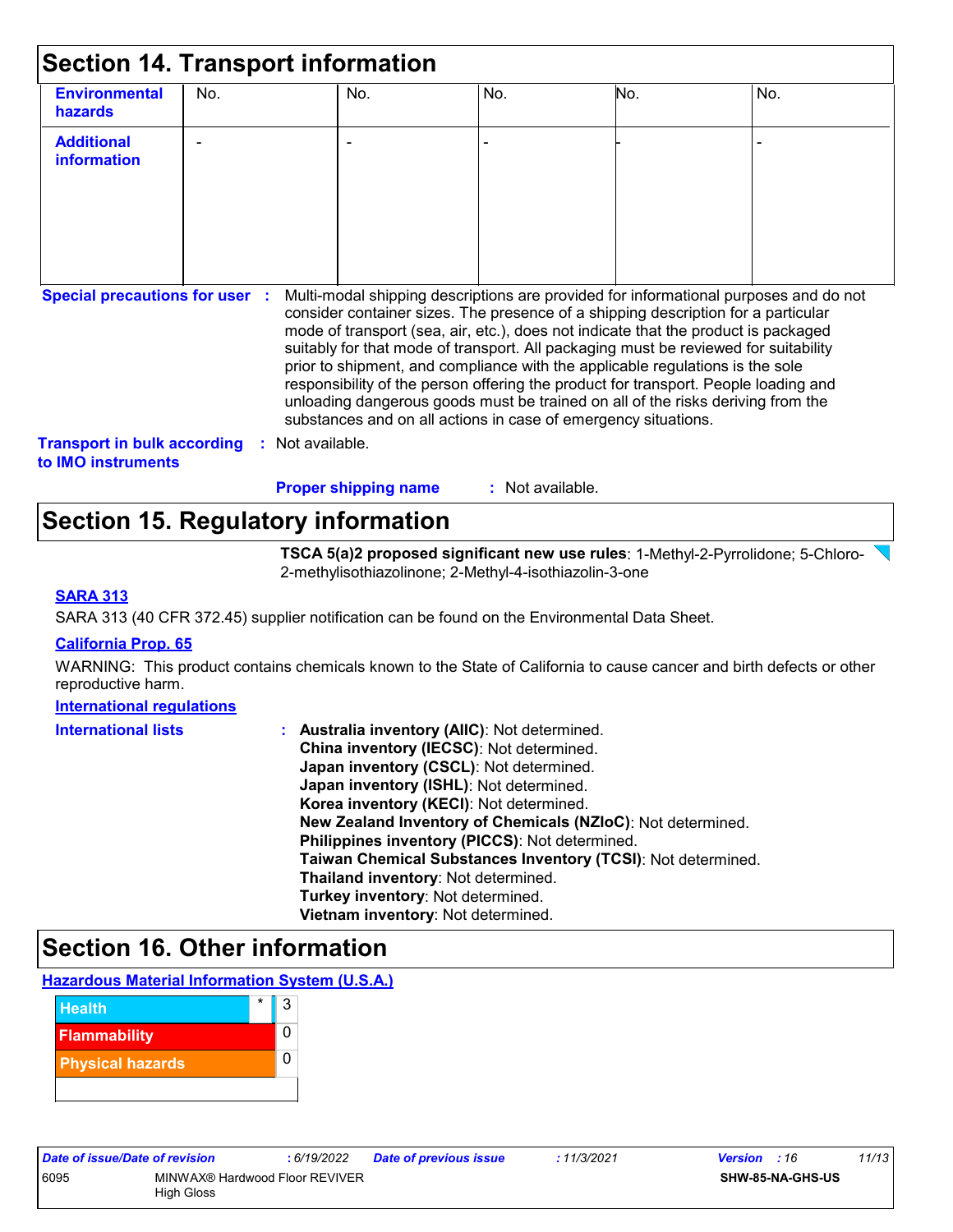## Section 14. Transport information

| | | | | | |
|---|---|---|---|---|---|
| **Environmental hazards** | No. | No. | No. | No. | No. |
| **Additional information** | - | - | - | - | - |

**Special precautions for user** : Multi-modal shipping descriptions are provided for informational purposes and do not consider container sizes. The presence of a shipping description for a particular mode of transport (sea, air, etc.), does not indicate that the product is packaged suitably for that mode of transport. All packaging must be reviewed for suitability prior to shipment, and compliance with the applicable regulations is the sole responsibility of the person offering the product for transport. People loading and unloading dangerous goods must be trained on all of the risks deriving from the substances and on all actions in case of emergency situations.

**Transport in bulk according to IMO instruments** : Not available.

**Proper shipping name** : Not available.

## Section 15. Regulatory information

**TSCA 5(a)2 proposed significant new use rules**: 1-Methyl-2-Pyrrolidone; 5-Chloro-2-methylisothiazolinone; 2-Methyl-4-isothiazolin-3-one

**SARA 313**

SARA 313 (40 CFR 372.45) supplier notification can be found on the Environmental Data Sheet.

**California Prop. 65**

WARNING: This product contains chemicals known to the State of California to cause cancer and birth defects or other reproductive harm.

**International regulations**

**International lists** :
- **Australia inventory (AIIC)**: Not determined.
- **China inventory (IECSC)**: Not determined.
- **Japan inventory (CSCL)**: Not determined.
- **Japan inventory (ISHL)**: Not determined.
- **Korea inventory (KECI)**: Not determined.
- **New Zealand Inventory of Chemicals (NZIoC)**: Not determined.
- **Philippines inventory (PICCS)**: Not determined.
- **Taiwan Chemical Substances Inventory (TCSI)**: Not determined.
- **Thailand inventory**: Not determined.
- **Turkey inventory**: Not determined.
- **Vietnam inventory**: Not determined.

## Section 16. Other information

**Hazardous Material Information System (U.S.A.)**

| | | |
|---|---|---|
| Health | * | 3 |
| Flammability | | 0 |
| Physical hazards | | 0 |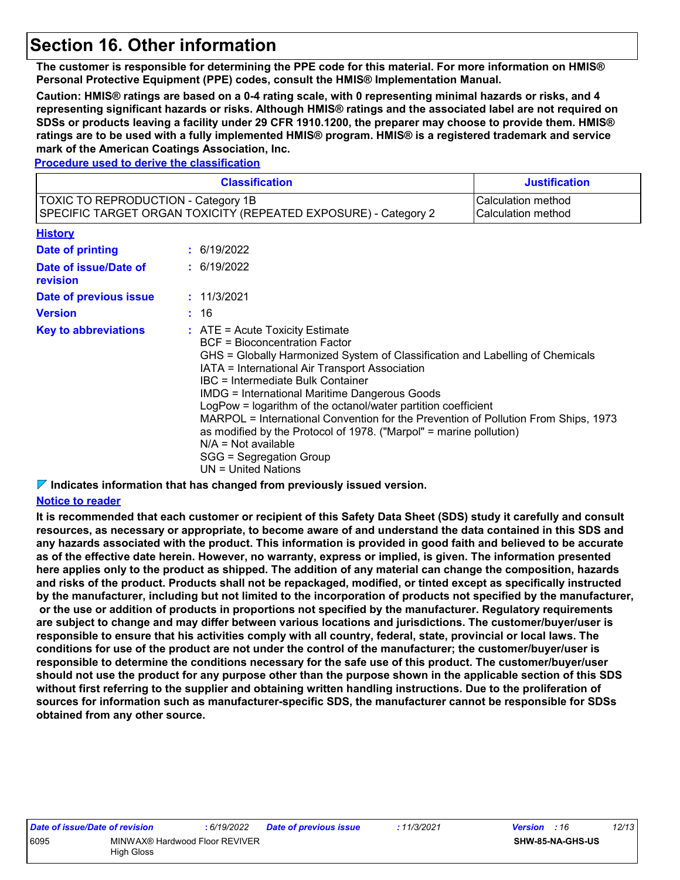# Section 16. Other information

**The customer is responsible for determining the PPE code for this material. For more information on HMIS® Personal Protective Equipment (PPE) codes, consult the HMIS® Implementation Manual.**

**Caution: HMIS® ratings are based on a 0-4 rating scale, with 0 representing minimal hazards or risks, and 4 representing significant hazards or risks. Although HMIS® ratings and the associated label are not required on SDSs or products leaving a facility under 29 CFR 1910.1200, the preparer may choose to provide them. HMIS® ratings are to be used with a fully implemented HMIS® program. HMIS® is a registered trademark and service mark of the American Coatings Association, Inc.**

**Procedure used to derive the classification**

| Classification | Justification |
|---|---|
| TOXIC TO REPRODUCTION - Category 1B<br>SPECIFIC TARGET ORGAN TOXICITY (REPEATED EXPOSURE) - Category 2 | Calculation method<br>Calculation method |

**History**

**Date of printing** : 6/19/2022

**Date of issue/Date of revision** : 6/19/2022

**Date of previous issue** : 11/3/2021

**Version** : 16

**Key to abbreviations** :
ATE = Acute Toxicity Estimate
BCF = Bioconcentration Factor
GHS = Globally Harmonized System of Classification and Labelling of Chemicals
IATA = International Air Transport Association
IBC = Intermediate Bulk Container
IMDG = International Maritime Dangerous Goods
LogPow = logarithm of the octanol/water partition coefficient
MARPOL = International Convention for the Prevention of Pollution From Ships, 1973 as modified by the Protocol of 1978. ("Marpol" = marine pollution)
N/A = Not available
SGG = Segregation Group
UN = United Nations

**Indicates information that has changed from previously issued version.**

**Notice to reader**

**It is recommended that each customer or recipient of this Safety Data Sheet (SDS) study it carefully and consult resources, as necessary or appropriate, to become aware of and understand the data contained in this SDS and any hazards associated with the product. This information is provided in good faith and believed to be accurate as of the effective date herein. However, no warranty, express or implied, is given. The information presented here applies only to the product as shipped. The addition of any material can change the composition, hazards and risks of the product. Products shall not be repackaged, modified, or tinted except as specifically instructed by the manufacturer, including but not limited to the incorporation of products not specified by the manufacturer, or the use or addition of products in proportions not specified by the manufacturer. Regulatory requirements are subject to change and may differ between various locations and jurisdictions. The customer/buyer/user is responsible to ensure that his activities comply with all country, federal, state, provincial or local laws. The conditions for use of the product are not under the control of the manufacturer; the customer/buyer/user is responsible to determine the conditions necessary for the safe use of this product. The customer/buyer/user should not use the product for any purpose other than the purpose shown in the applicable section of this SDS without first referring to the supplier and obtaining written handling instructions. Due to the proliferation of sources for information such as manufacturer-specific SDS, the manufacturer cannot be responsible for SDSs obtained from any other source.**